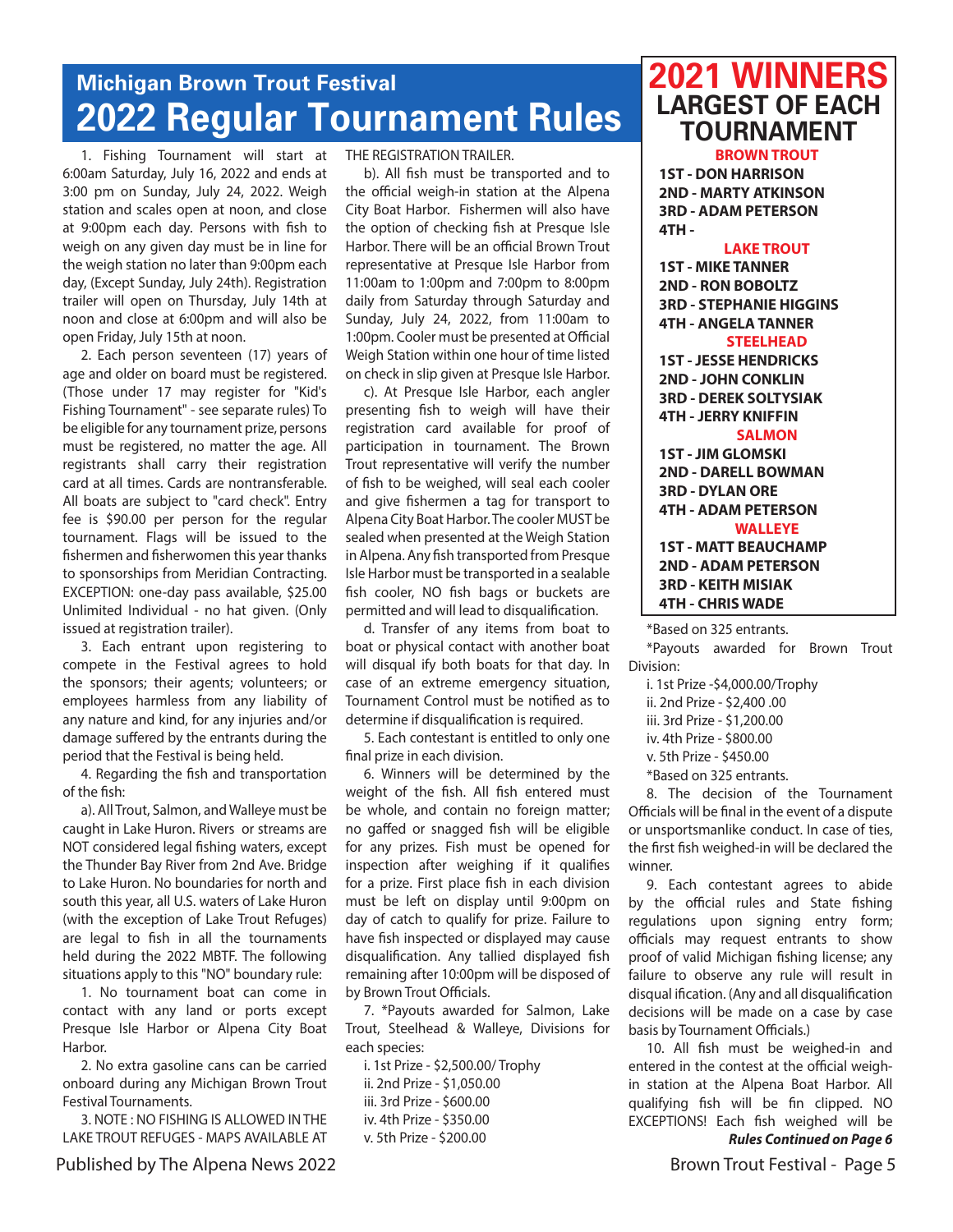## Michigan Brown Trout Festival

# 2022 Regular Tournament Rules

1. Fishing Tournament will start at 6:00am Saturday, July 16, 2022 and ends at 3:00 pm on Sunday, July 24, 2022. Weigh station and scales open at noon, and close at 9:00pm each day. Persons with fish to weigh on any given day must be in line for the weigh station no later than 9:00pm each day, (Except Sunday, July 24th). Registration trailer will open on Thursday, July 14th at noon and close at 6:00pm and will also be open Friday, July 15th at noon.

2. Each person seventeen (17) years of age and older on board must be registered. (Those under 17 may register for "Kid's Fishing Tournament" - see separate rules) To be eligible for any tournament prize, persons must be registered, no matter the age. All registrants shall carry their registration card at all times. Cards are nontransferable. All boats are subject to "card check". Entry fee is $90.00 per person for the regular tournament. Flags will be issued to the fishermen and fisherwomen this year thanks to sponsorships from Meridian Contracting. EXCEPTION: one-day pass available, $25.00 Unlimited Individual - no hat given. (Only issued at registration trailer).

3. Each entrant upon registering to compete in the Festival agrees to hold the sponsors; their agents; volunteers; or employees harmless from any liability of any nature and kind, for any injuries and/or damage suffered by the entrants during the period that the Festival is being held.

4. Regarding the fish and transportation of the fish:

a). All Trout, Salmon, and Walleye must be caught in Lake Huron. Rivers or streams are NOT considered legal fishing waters, except the Thunder Bay River from 2nd Ave. Bridge to Lake Huron. No boundaries for north and south this year, all U.S. waters of Lake Huron (with the exception of Lake Trout Refuges) are legal to fish in all the tournaments held during the 2022 MBTF. The following situations apply to this "NO" boundary rule:

1. No tournament boat can come in contact with any land or ports except Presque Isle Harbor or Alpena City Boat Harbor.

2. No extra gasoline cans can be carried onboard during any Michigan Brown Trout Festival Tournaments.

3. NOTE : NO FISHING IS ALLOWED IN THE LAKE TROUT REFUGES - MAPS AVAILABLE AT THE REGISTRATION TRAILER.

b). All fish must be transported and to the official weigh-in station at the Alpena City Boat Harbor. Fishermen will also have the option of checking fish at Presque Isle Harbor. There will be an official Brown Trout representative at Presque Isle Harbor from 11:00am to 1:00pm and 7:00pm to 8:00pm daily from Saturday through Saturday and Sunday, July 24, 2022, from 11:00am to 1:00pm. Cooler must be presented at Official Weigh Station within one hour of time listed on check in slip given at Presque Isle Harbor.

c). At Presque Isle Harbor, each angler presenting fish to weigh will have their registration card available for proof of participation in tournament. The Brown Trout representative will verify the number of fish to be weighed, will seal each cooler and give fishermen a tag for transport to Alpena City Boat Harbor. The cooler MUST be sealed when presented at the Weigh Station in Alpena. Any fish transported from Presque Isle Harbor must be transported in a sealable fish cooler, NO fish bags or buckets are permitted and will lead to disqualification.

d. Transfer of any items from boat to boat or physical contact with another boat will disqual ify both boats for that day. In case of an extreme emergency situation, Tournament Control must be notified as to determine if disqualification is required.

5. Each contestant is entitled to only one final prize in each division.

6. Winners will be determined by the weight of the fish. All fish entered must be whole, and contain no foreign matter; no gaffed or snagged fish will be eligible for any prizes. Fish must be opened for inspection after weighing if it qualifies for a prize. First place fish in each division must be left on display until 9:00pm on day of catch to qualify for prize. Failure to have fish inspected or displayed may cause disqualification. Any tallied displayed fish remaining after 10:00pm will be disposed of by Brown Trout Officials.

7. *Payouts awarded for Salmon, Lake Trout, Steelhead & Walleye, Divisions for each species:

i. 1st Prize - $2,500.00/ Trophy
ii. 2nd Prize - $1,050.00
iii. 3rd Prize - $600.00
iv. 4th Prize - $350.00
v. 5th Prize - $200.00

*Based on 325 entrants.

*Payouts awarded for Brown Trout Division:

i. 1st Prize -$4,000.00/Trophy
ii. 2nd Prize - $2,400 .00
iii. 3rd Prize - $1,200.00
iv. 4th Prize - $800.00
v. 5th Prize - $450.00

*Based on 325 entrants.

8. The decision of the Tournament Officials will be final in the event of a dispute or unsportsmanlike conduct. In case of ties, the first fish weighed-in will be declared the winner.

9. Each contestant agrees to abide by the official rules and State fishing regulations upon signing entry form; officials may request entrants to show proof of valid Michigan fishing license; any failure to observe any rule will result in disqual ification. (Any and all disqualification decisions will be made on a case by case basis by Tournament Officials.)

10. All fish must be weighed-in and entered in the contest at the official weigh-in station at the Alpena Boat Harbor. All qualifying fish will be fin clipped. NO EXCEPTIONS! Each fish weighed will be

***Rules Continued on Page 6***

## 2021 WINNERS
### LARGEST OF EACH TOURNAMENT

**BROWN TROUT**
- 1ST - DON HARRISON
- 2ND - MARTY ATKINSON
- 3RD - ADAM PETERSON
- 4TH -

**LAKE TROUT**
- 1ST - MIKE TANNER
- 2ND - RON BOBOLTZ
- 3RD - STEPHANIE HIGGINS
- 4TH - ANGELA TANNER

**STEELHEAD**
- 1ST - JESSE HENDRICKS
- 2ND - JOHN CONKLIN
- 3RD - DEREK SOLTYSIAK
- 4TH - JERRY KNIFFIN

**SALMON**
- 1ST - JIM GLOMSKI
- 2ND - DARELL BOWMAN
- 3RD - DYLAN ORE
- 4TH - ADAM PETERSON

**WALLEYE**
- 1ST - MATT BEAUCHAMP
- 2ND - ADAM PETERSON
- 3RD - KEITH MISIAK
- 4TH - CHRIS WADE

Published by The Alpena News 2022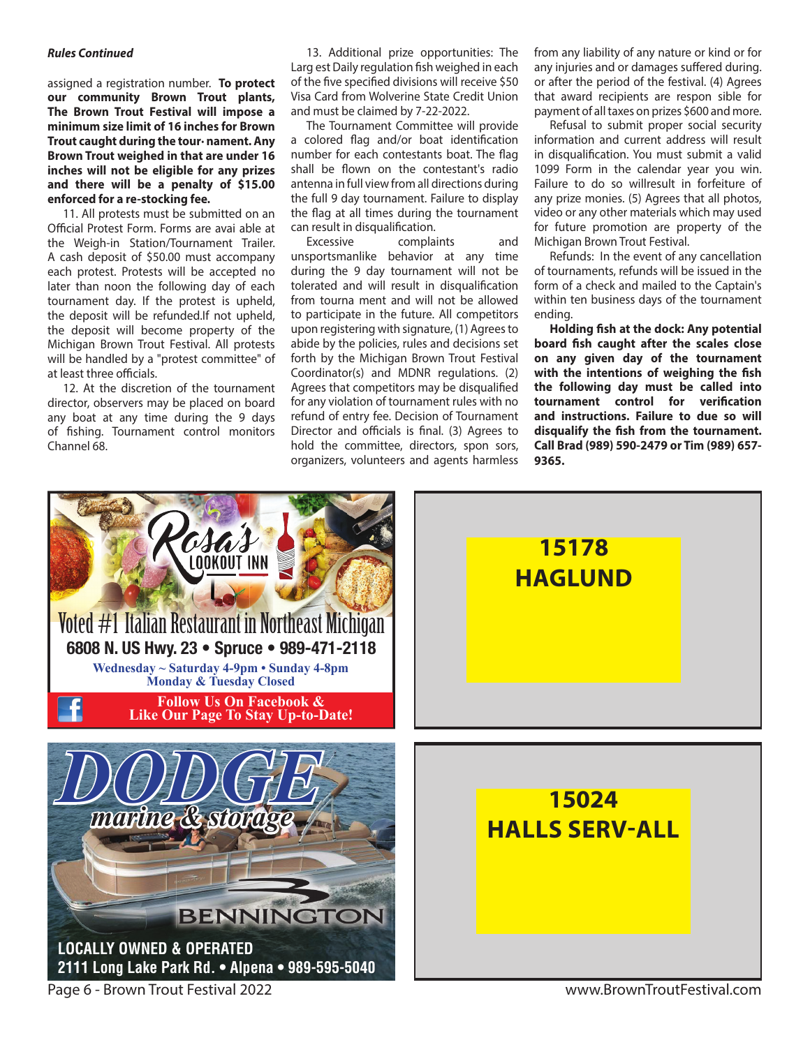***Rules Continued***

assigned a registration number. **To protect our community Brown Trout plants, The Brown Trout Festival will impose a minimum size limit of 16 inches for Brown Trout caught during the tour· nament. Any Brown Trout weighed in that are under 16 inches will not be eligible for any prizes and there will be a penalty of $15.00 enforced for a re-stocking fee.**

11. All protests must be submitted on an Official Protest Form. Forms are avai able at the Weigh-in Station/Tournament Trailer. A cash deposit of $50.00 must accompany each protest. Protests will be accepted no later than noon the following day of each tournament day. If the protest is upheld, the deposit will be refunded.If not upheld, the deposit will become property of the Michigan Brown Trout Festival. All protests will be handled by a "protest committee" of at least three officials.

12. At the discretion of the tournament director, observers may be placed on board any boat at any time during the 9 days of fishing. Tournament control monitors Channel 68.

13. Additional prize opportunities: The Larg est Daily regulation fish weighed in each of the five specified divisions will receive $50 Visa Card from Wolverine State Credit Union and must be claimed by 7-22-2022.

The Tournament Committee will provide a colored flag and/or boat identification number for each contestants boat. The flag shall be flown on the contestant's radio antenna in full view from all directions during the full 9 day tournament. Failure to display the flag at all times during the tournament can result in disqualification.

Excessive complaints and unsportsmanlike behavior at any time during the 9 day tournament will not be tolerated and will result in disqualification from tourna ment and will not be allowed to participate in the future. All competitors upon registering with signature, (1) Agrees to abide by the policies, rules and decisions set forth by the Michigan Brown Trout Festival Coordinator(s) and MDNR regulations. (2) Agrees that competitors may be disqualified for any violation of tournament rules with no refund of entry fee. Decision of Tournament Director and officials is final. (3) Agrees to hold the committee, directors, spon sors, organizers, volunteers and agents harmless from any liability of any nature or kind or for any injuries and or damages suffered during. or after the period of the festival. (4) Agrees that award recipients are respon sible for payment of all taxes on prizes $600 and more.

Refusal to submit proper social security information and current address will result in disqualification. You must submit a valid 1099 Form in the calendar year you win. Failure to do so willresult in forfeiture of any prize monies. (5) Agrees that all photos, video or any other materials which may used for future promotion are property of the Michigan Brown Trout Festival.

Refunds: In the event of any cancellation of tournaments, refunds will be issued in the form of a check and mailed to the Captain's within ten business days of the tournament ending.

**Holding fish at the dock: Any potential board fish caught after the scales close on any given day of the tournament with the intentions of weighing the fish the following day must be called into tournament control for verification and instructions. Failure to due so will disqualify the fish from the tournament. Call Brad (989) 590-2479 or Tim (989) 657-9365.**

Rosa's Lookout Inn

Voted #1 Italian Restaurant in Northeast Michigan

6808 N. US Hwy. 23 • Spruce • 989-471-2118

Wednesday ~ Saturday 4-9pm • Sunday 4-8pm
Monday & Tuesday Closed

Follow Us On Facebook & Like Our Page To Stay Up-to-Date!

**15178 HAGLUND**

DODGE marine & storage

BENNINGTON

LOCALLY OWNED & OPERATED
2111 Long Lake Park Rd. • Alpena • 989-595-5040

**15024 HALLS SERV-ALL**